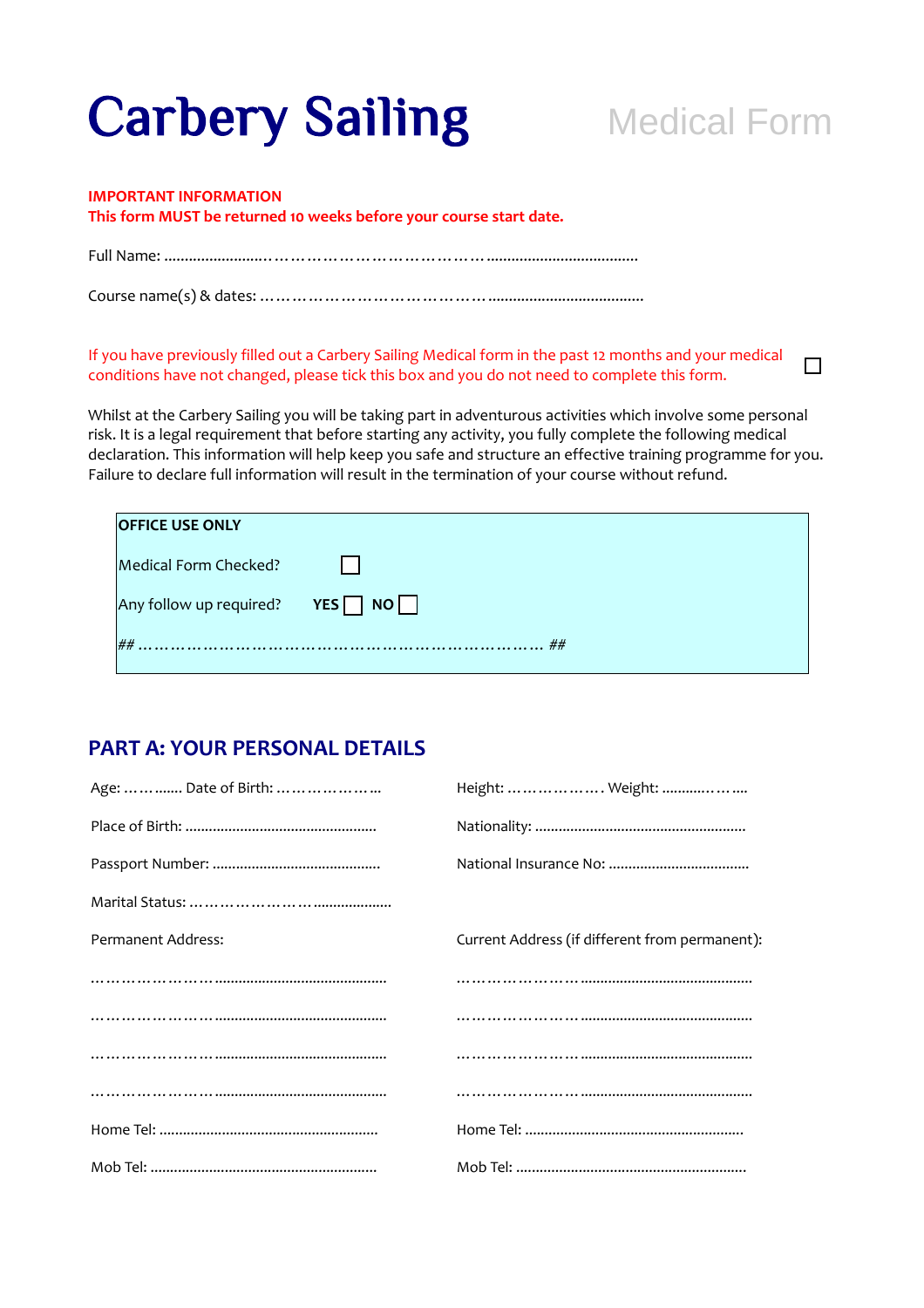# Carbery Sailing

Medical Form

**IMPORTANT INFORMATION**
**This form MUST be returned 10 weeks before your course start date.**

Full Name: ..........................…………………………………….....................................

Course name(s) & dates: ……………………………………......................................

If you have previously filled out a Carbery Sailing Medical form in the past 12 months and your medical conditions have not changed, please tick this box and you do not need to complete this form. ☐

Whilst at the Carbery Sailing you will be taking part in adventurous activities which involve some personal risk. It is a legal requirement that before starting any activity, you fully complete the following medical declaration. This information will help keep you safe and structure an effective training programme for you. Failure to declare full information will result in the termination of your course without refund.

| **OFFICE USE ONLY** |
|---|
| Medical Form Checked? ☐ |
| Any follow up required? **YES** ☐ **NO** ☐ |
| *## ……………………………………………………………………… ##* |

## PART A: YOUR PERSONAL DETAILS

Age: ……....... Date of Birth: ………………...

Place of Birth: ................................................

Passport Number: ..........................................

Marital Status: ………………….....................

Permanent Address:

……………………...........................................

……………………...........................................

……………………...........................................

……………………...........................................

Home Tel: .......................................................

Mob Tel: .........................................................

Height: ………………. Weight: ............…....

Nationality: .....................................................

National Insurance No: ....................................

Current Address (if different from permanent):

……………………...........................................

……………………...........................................

……………………...........................................

……………………...........................................

Home Tel: .......................................................

Mob Tel: .........................................................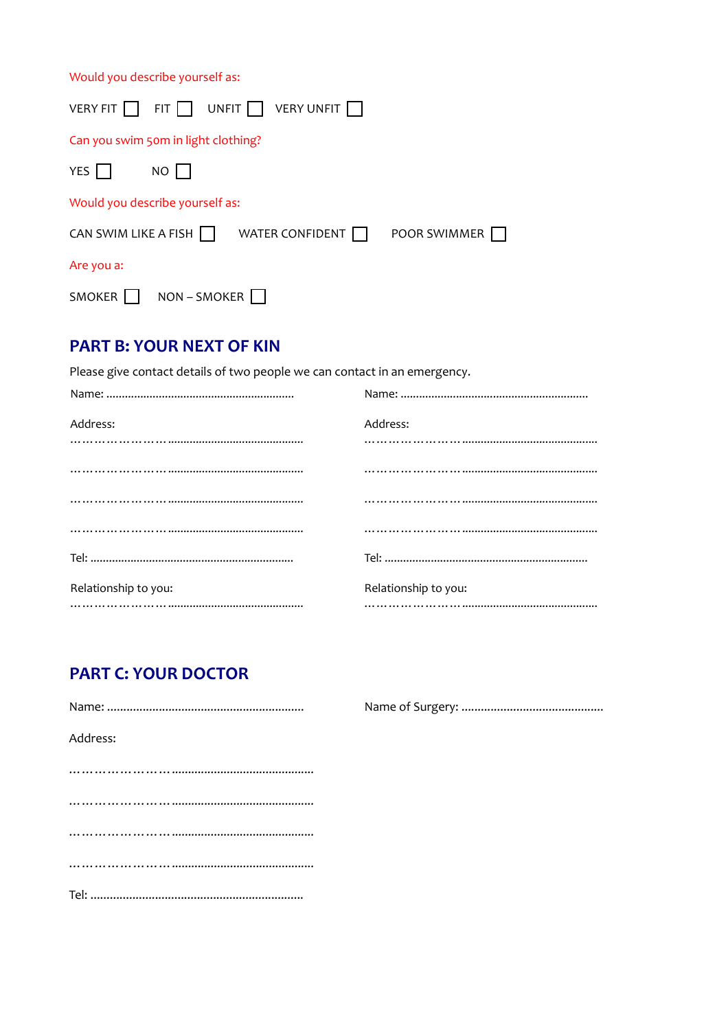Would you describe yourself as:

VERY FIT ☐ FIT ☐ UNFIT ☐ VERY UNFIT ☐

Can you swim 50m in light clothing?

YES ☐ NO ☐

Would you describe yourself as:

CAN SWIM LIKE A FISH ☐ WATER CONFIDENT ☐ POOR SWIMMER ☐

Are you a:

SMOKER ☐ NON – SMOKER ☐

## PART B: YOUR NEXT OF KIN

Please give contact details of two people we can contact in an emergency.

Name: ............................................................

Address:

……………………..........................................

……………………..........................................

……………………..........................................

……………………..........................................

Tel: .................................................................

Relationship to you:

……………………..........................................

Name: ............................................................

Address:

……………………..........................................

……………………..........................................

……………………..........................................

……………………..........................................

Tel: .................................................................

Relationship to you:

……………………..........................................

## PART C: YOUR DOCTOR

Name: ............................................................

Name of Surgery: ............................................

Address:

……………………..........................................

……………………..........................................

……………………..........................................

……………………..........................................

Tel: .................................................................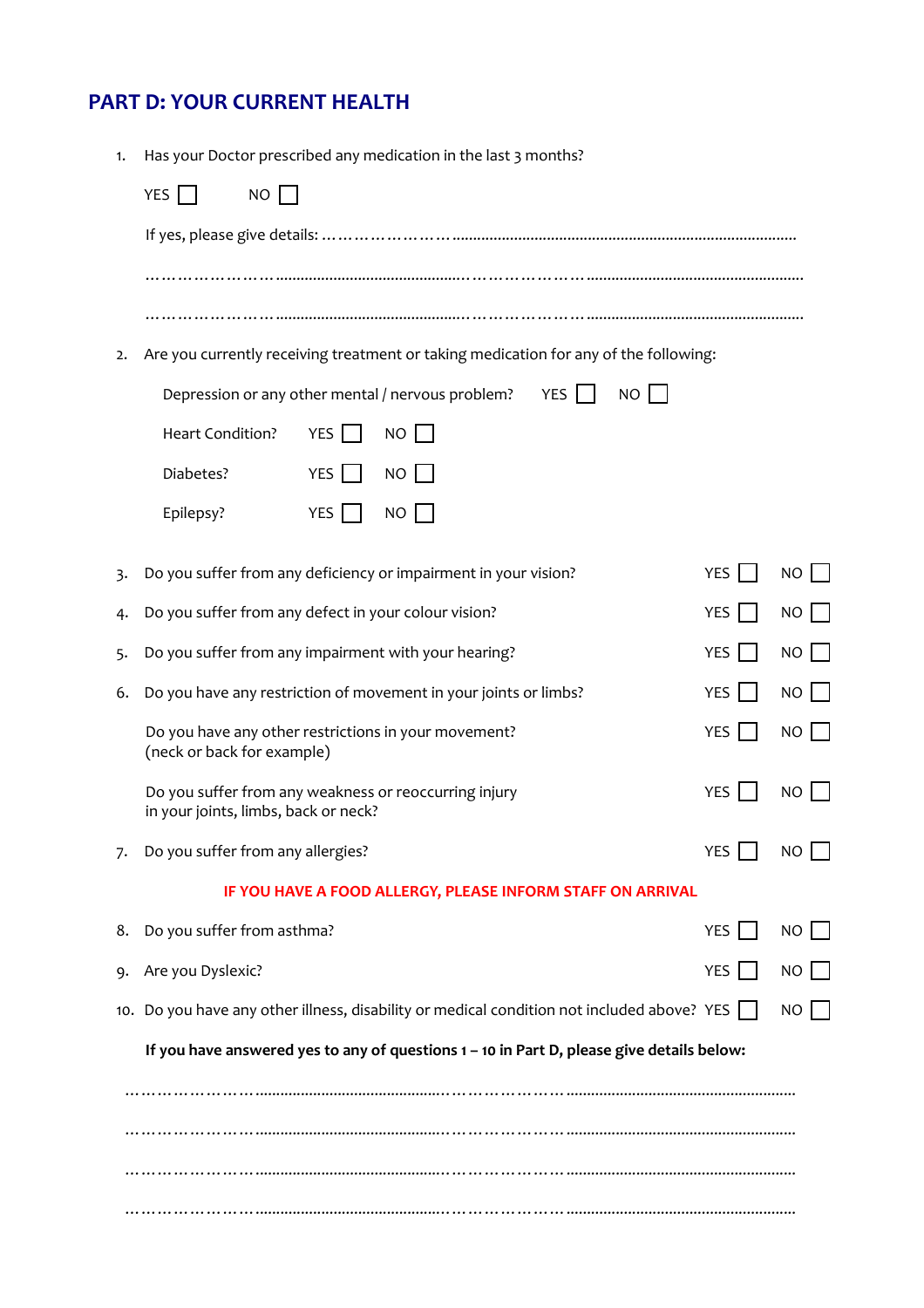## PART D: YOUR CURRENT HEALTH

1. Has your Doctor prescribed any medication in the last 3 months?

   YES ☐ NO ☐

   If yes, please give details: ………………………………………………………………………………………

   ………………………………………………………………………………………………………………

   ………………………………………………………………………………………………………………

2. Are you currently receiving treatment or taking medication for any of the following:

   Depression or any other mental / nervous problem? YES ☐ NO ☐

   Heart Condition? YES ☐ NO ☐

   Diabetes? YES ☐ NO ☐

   Epilepsy? YES ☐ NO ☐

3. Do you suffer from any deficiency or impairment in your vision? YES ☐ NO ☐

4. Do you suffer from any defect in your colour vision? YES ☐ NO ☐

5. Do you suffer from any impairment with your hearing? YES ☐ NO ☐

6. Do you have any restriction of movement in your joints or limbs? YES ☐ NO ☐

   Do you have any other restrictions in your movement? (neck or back for example) YES ☐ NO ☐

   Do you suffer from any weakness or reoccurring injury in your joints, limbs, back or neck? YES ☐ NO ☐

7. Do you suffer from any allergies? YES ☐ NO ☐

   **IF YOU HAVE A FOOD ALLERGY, PLEASE INFORM STAFF ON ARRIVAL**

8. Do you suffer from asthma? YES ☐ NO ☐

9. Are you Dyslexic? YES ☐ NO ☐

10. Do you have any other illness, disability or medical condition not included above? YES ☐ NO ☐

**If you have answered yes to any of questions 1 – 10 in Part D, please give details below:**

………………………………………………………………………………………………………………

………………………………………………………………………………………………………………

………………………………………………………………………………………………………………

………………………………………………………………………………………………………………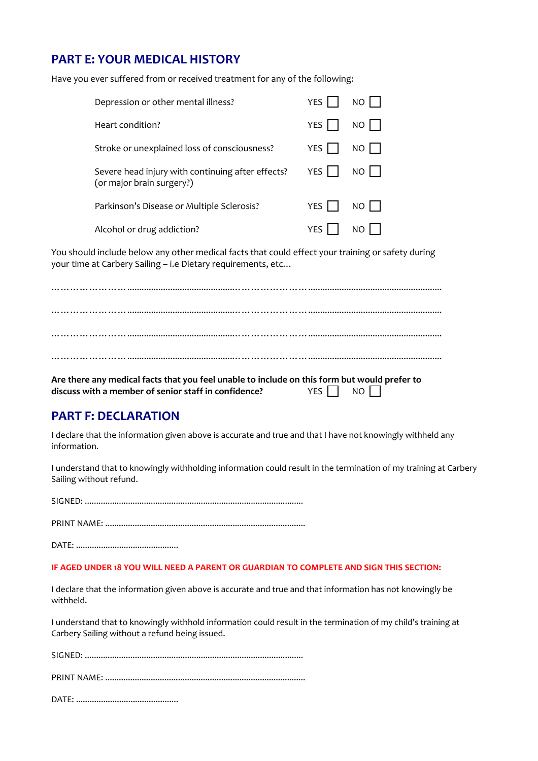## PART E: YOUR MEDICAL HISTORY

Have you ever suffered from or received treatment for any of the following:

| | | |
|---|---|---|
| Depression or other mental illness? | YES ☐ | NO ☐ |
| Heart condition? | YES ☐ | NO ☐ |
| Stroke or unexplained loss of consciousness? | YES ☐ | NO ☐ |
| Severe head injury with continuing after effects? (or major brain surgery?) | YES ☐ | NO ☐ |
| Parkinson's Disease or Multiple Sclerosis? | YES ☐ | NO ☐ |
| Alcohol or drug addiction? | YES ☐ | NO ☐ |

You should include below any other medical facts that could effect your training or safety during your time at Carbery Sailing – i.e Dietary requirements, etc…

…………………………………………………………………………………………………………………

…………………………………………………………………………………………………………………

…………………………………………………………………………………………………………………

…………………………………………………………………………………………………………………

**Are there any medical facts that you feel unable to include on this form but would prefer to discuss with a member of senior staff in confidence?** YES ☐ NO ☐

## PART F: DECLARATION

I declare that the information given above is accurate and true and that I have not knowingly withheld any information.

I understand that to knowingly withholding information could result in the termination of my training at Carbery Sailing without refund.

SIGNED: ……………………………………………………………………………

PRINT NAME: ……………………………………………………………………

DATE: ……………………………………

**IF AGED UNDER 18 YOU WILL NEED A PARENT OR GUARDIAN TO COMPLETE AND SIGN THIS SECTION:**

I declare that the information given above is accurate and true and that information has not knowingly be withheld.

I understand that to knowingly withhold information could result in the termination of my child's training at Carbery Sailing without a refund being issued.

SIGNED: ……………………………………………………………………………

PRINT NAME: ……………………………………………………………………

DATE: ……………………………………